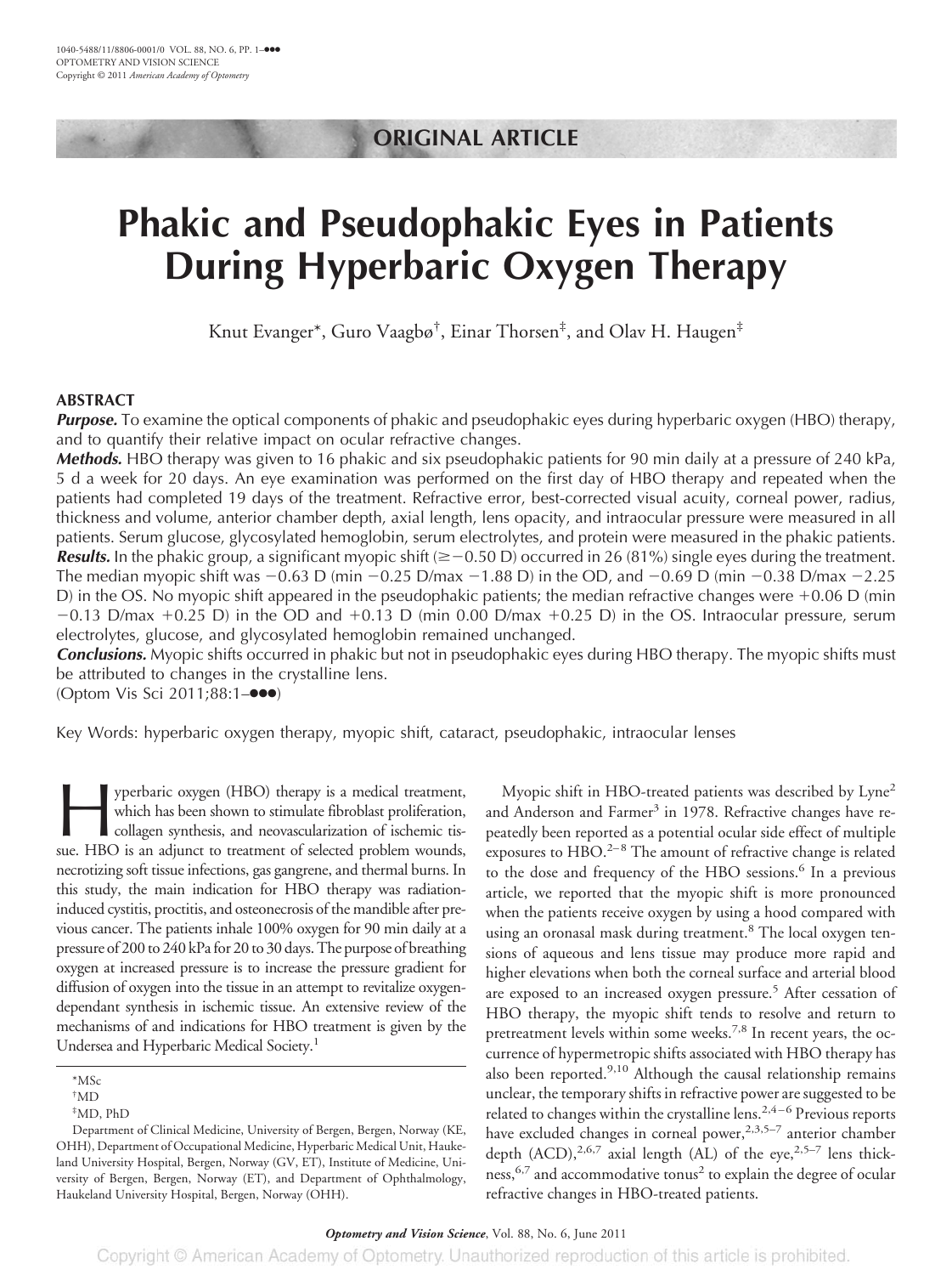ORIGINAL ARTICLE

# Phakic and Pseudophakic Eyes in Patients During Hyperbaric Oxygen Therapy

Knut Evanger*, Guro Vaagbø†, Einar Thorsen‡, and Olav H. Haugen‡

## ABSTRACT

***Purpose.*** To examine the optical components of phakic and pseudophakic eyes during hyperbaric oxygen (HBO) therapy, and to quantify their relative impact on ocular refractive changes.

***Methods.*** HBO therapy was given to 16 phakic and six pseudophakic patients for 90 min daily at a pressure of 240 kPa, 5 d a week for 20 days. An eye examination was performed on the first day of HBO therapy and repeated when the patients had completed 19 days of the treatment. Refractive error, best-corrected visual acuity, corneal power, radius, thickness and volume, anterior chamber depth, axial length, lens opacity, and intraocular pressure were measured in all patients. Serum glucose, glycosylated hemoglobin, serum electrolytes, and protein were measured in the phakic patients.

***Results.*** In the phakic group, a significant myopic shift ($\geq -0.50$ D) occurred in 26 (81%) single eyes during the treatment. The median myopic shift was $-0.63$ D (min $-0.25$ D/max $-1.88$ D) in the OD, and $-0.69$ D (min $-0.38$ D/max $-2.25$ D) in the OS. No myopic shift appeared in the pseudophakic patients; the median refractive changes were $+0.06$ D (min $-0.13$ D/max $+0.25$ D) in the OD and $+0.13$ D (min 0.00 D/max $+0.25$ D) in the OS. Intraocular pressure, serum electrolytes, glucose, and glycosylated hemoglobin remained unchanged.

***Conclusions.*** Myopic shifts occurred in phakic but not in pseudophakic eyes during HBO therapy. The myopic shifts must be attributed to changes in the crystalline lens.

(Optom Vis Sci 2011;88:1–●●●)

Key Words: hyperbaric oxygen therapy, myopic shift, cataract, pseudophakic, intraocular lenses

Hyperbaric oxygen (HBO) therapy is a medical treatment, which has been shown to stimulate fibroblast proliferation, collagen synthesis, and neovascularization of ischemic tissue. HBO is an adjunct to treatment of selected problem wounds, necrotizing soft tissue infections, gas gangrene, and thermal burns. In this study, the main indication for HBO therapy was radiation-induced cystitis, proctitis, and osteonecrosis of the mandible after previous cancer. The patients inhale 100% oxygen for 90 min daily at a pressure of 200 to 240 kPa for 20 to 30 days. The purpose of breathing oxygen at increased pressure is to increase the pressure gradient for diffusion of oxygen into the tissue in an attempt to revitalize oxygen-dependant synthesis in ischemic tissue. An extensive review of the mechanisms of and indications for HBO treatment is given by the Undersea and Hyperbaric Medical Society.[1]

Myopic shift in HBO-treated patients was described by Lyne[2] and Anderson and Farmer[3] in 1978. Refractive changes have repeatedly been reported as a potential ocular side effect of multiple exposures to HBO.[2–8] The amount of refractive change is related to the dose and frequency of the HBO sessions.[6] In a previous article, we reported that the myopic shift is more pronounced when the patients receive oxygen by using a hood compared with using an oronasal mask during treatment.[8] The local oxygen tensions of aqueous and lens tissue may produce more rapid and higher elevations when both the corneal surface and arterial blood are exposed to an increased oxygen pressure.[5] After cessation of HBO therapy, the myopic shift tends to resolve and return to pretreatment levels within some weeks.[7,8] In recent years, the occurrence of hypermetropic shifts associated with HBO therapy has also been reported.[9,10] Although the causal relationship remains unclear, the temporary shifts in refractive power are suggested to be related to changes within the crystalline lens.[2,4–6] Previous reports have excluded changes in corneal power,[2,3,5–7] anterior chamber depth (ACD),[2,6,7] axial length (AL) of the eye,[2,5–7] lens thickness,[6,7] and accommodative tonus[2] to explain the degree of ocular refractive changes in HBO-treated patients.

*MSc
†MD
‡MD, PhD

Department of Clinical Medicine, University of Bergen, Bergen, Norway (KE, OHH), Department of Occupational Medicine, Hyperbaric Medical Unit, Haukeland University Hospital, Bergen, Norway (GV, ET), Institute of Medicine, University of Bergen, Bergen, Norway (ET), and Department of Ophthalmology, Haukeland University Hospital, Bergen, Norway (OHH).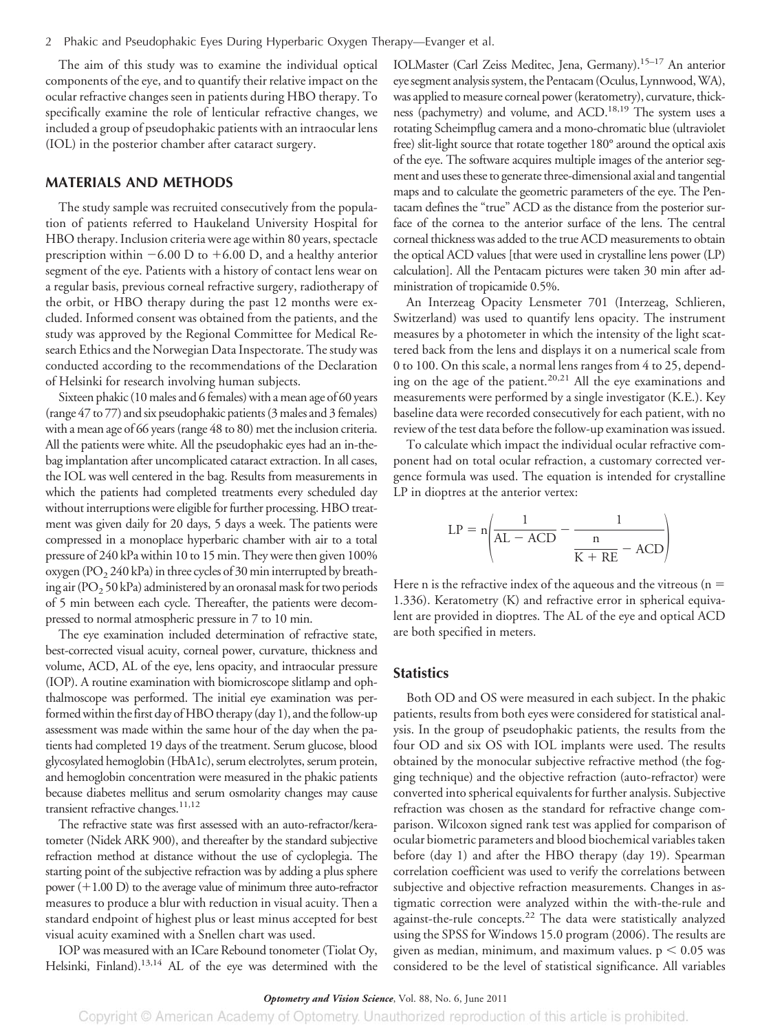The aim of this study was to examine the individual optical components of the eye, and to quantify their relative impact on the ocular refractive changes seen in patients during HBO therapy. To specifically examine the role of lenticular refractive changes, we included a group of pseudophakic patients with an intraocular lens (IOL) in the posterior chamber after cataract surgery.

## MATERIALS AND METHODS

The study sample was recruited consecutively from the population of patients referred to Haukeland University Hospital for HBO therapy. Inclusion criteria were age within 80 years, spectacle prescription within −6.00 D to +6.00 D, and a healthy anterior segment of the eye. Patients with a history of contact lens wear on a regular basis, previous corneal refractive surgery, radiotherapy of the orbit, or HBO therapy during the past 12 months were excluded. Informed consent was obtained from the patients, and the study was approved by the Regional Committee for Medical Research Ethics and the Norwegian Data Inspectorate. The study was conducted according to the recommendations of the Declaration of Helsinki for research involving human subjects.

Sixteen phakic (10 males and 6 females) with a mean age of 60 years (range 47 to 77) and six pseudophakic patients (3 males and 3 females) with a mean age of 66 years (range 48 to 80) met the inclusion criteria. All the patients were white. All the pseudophakic eyes had an in-the-bag implantation after uncomplicated cataract extraction. In all cases, the IOL was well centered in the bag. Results from measurements in which the patients had completed treatments every scheduled day without interruptions were eligible for further processing. HBO treatment was given daily for 20 days, 5 days a week. The patients were compressed in a monoplace hyperbaric chamber with air to a total pressure of 240 kPa within 10 to 15 min. They were then given 100% oxygen ($PO_2$ 240 kPa) in three cycles of 30 min interrupted by breathing air ($PO_2$ 50 kPa) administered by an oronasal mask for two periods of 5 min between each cycle. Thereafter, the patients were decompressed to normal atmospheric pressure in 7 to 10 min.

The eye examination included determination of refractive state, best-corrected visual acuity, corneal power, curvature, thickness and volume, ACD, AL of the eye, lens opacity, and intraocular pressure (IOP). A routine examination with biomicroscope slitlamp and ophthalmoscope was performed. The initial eye examination was performed within the first day of HBO therapy (day 1), and the follow-up assessment was made within the same hour of the day when the patients had completed 19 days of the treatment. Serum glucose, blood glycosylated hemoglobin (HbA1c), serum electrolytes, serum protein, and hemoglobin concentration were measured in the phakic patients because diabetes mellitus and serum osmolarity changes may cause transient refractive changes.[11,12]

The refractive state was first assessed with an auto-refractor/keratometer (Nidek ARK 900), and thereafter by the standard subjective refraction method at distance without the use of cycloplegia. The starting point of the subjective refraction was by adding a plus sphere power (+1.00 D) to the average value of minimum three auto-refractor measures to produce a blur with reduction in visual acuity. Then a standard endpoint of highest plus or least minus accepted for best visual acuity examined with a Snellen chart was used.

IOP was measured with an ICare Rebound tonometer (Tiolat Oy, Helsinki, Finland).[13,14] AL of the eye was determined with the IOLMaster (Carl Zeiss Meditec, Jena, Germany).[15–17] An anterior eye segment analysis system, the Pentacam (Oculus, Lynnwood, WA), was applied to measure corneal power (keratometry), curvature, thickness (pachymetry) and volume, and ACD.[18,19] The system uses a rotating Scheimpflug camera and a mono-chromatic blue (ultraviolet free) slit-light source that rotate together 180° around the optical axis of the eye. The software acquires multiple images of the anterior segment and uses these to generate three-dimensional axial and tangential maps and to calculate the geometric parameters of the eye. The Pentacam defines the "true" ACD as the distance from the posterior surface of the cornea to the anterior surface of the lens. The central corneal thickness was added to the true ACD measurements to obtain the optical ACD values [that were used in crystalline lens power (LP) calculation]. All the Pentacam pictures were taken 30 min after administration of tropicamide 0.5%.

An Interzeag Opacity Lensmeter 701 (Interzeag, Schlieren, Switzerland) was used to quantify lens opacity. The instrument measures by a photometer in which the intensity of the light scattered back from the lens and displays it on a numerical scale from 0 to 100. On this scale, a normal lens ranges from 4 to 25, depending on the age of the patient.[20,21] All the eye examinations and measurements were performed by a single investigator (K.E.). Key baseline data were recorded consecutively for each patient, with no review of the test data before the follow-up examination was issued.

To calculate which impact the individual ocular refractive component had on total ocular refraction, a customary corrected vergence formula was used. The equation is intended for crystalline LP in dioptres at the anterior vertex:

$$\mathrm{LP} = n\left(\frac{1}{\mathrm{AL} - \mathrm{ACD}} - \frac{1}{\dfrac{n}{\mathrm{K} + \mathrm{RE}} - \mathrm{ACD}}\right)$$

Here n is the refractive index of the aqueous and the vitreous ($n = 1.336$). Keratometry (K) and refractive error in spherical equivalent are provided in dioptres. The AL of the eye and optical ACD are both specified in meters.

### Statistics

Both OD and OS were measured in each subject. In the phakic patients, results from both eyes were considered for statistical analysis. In the group of pseudophakic patients, the results from the four OD and six OS with IOL implants were used. The results obtained by the monocular subjective refractive method (the fogging technique) and the objective refraction (auto-refractor) were converted into spherical equivalents for further analysis. Subjective refraction was chosen as the standard for refractive change comparison. Wilcoxon signed rank test was applied for comparison of ocular biometric parameters and blood biochemical variables taken before (day 1) and after the HBO therapy (day 19). Spearman correlation coefficient was used to verify the correlations between subjective and objective refraction measurements. Changes in astigmatic correction were analyzed within the with-the-rule and against-the-rule concepts.[22] The data were statistically analyzed using the SPSS for Windows 15.0 program (2006). The results are given as median, minimum, and maximum values. $p < 0.05$ was considered to be the level of statistical significance. All variables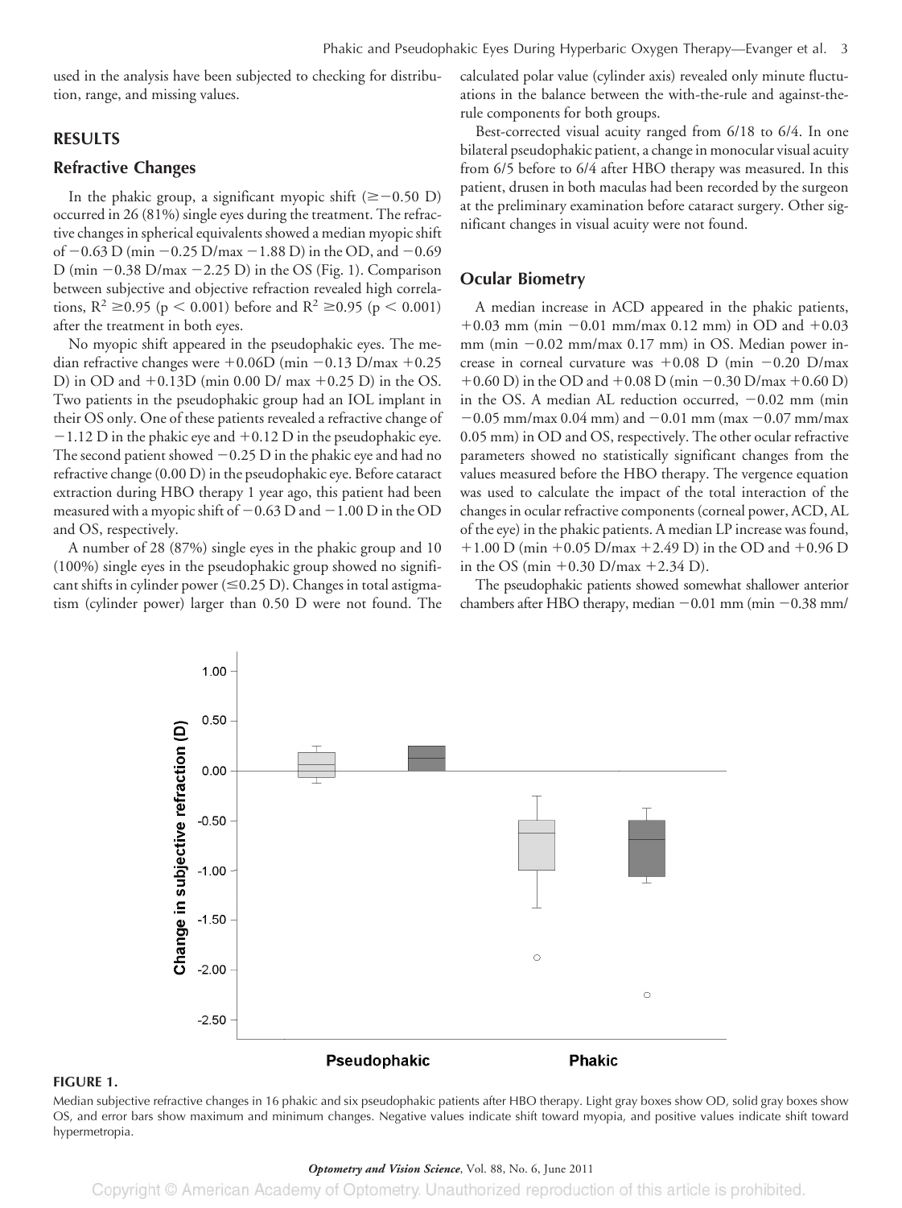used in the analysis have been subjected to checking for distribution, range, and missing values.

## RESULTS

### Refractive Changes

In the phakic group, a significant myopic shift ($\geq -0.50$ D) occurred in 26 (81%) single eyes during the treatment. The refractive changes in spherical equivalents showed a median myopic shift of $-0.63$ D (min $-0.25$ D/max $-1.88$ D) in the OD, and $-0.69$ D (min $-0.38$ D/max $-2.25$ D) in the OS (Fig. 1). Comparison between subjective and objective refraction revealed high correlations, $R^2 \geq 0.95$ ($p < 0.001$) before and $R^2 \geq 0.95$ ($p < 0.001$) after the treatment in both eyes.

No myopic shift appeared in the pseudophakic eyes. The median refractive changes were $+0.06$D (min $-0.13$ D/max $+0.25$ D) in OD and $+0.13$D (min 0.00 D/ max $+0.25$ D) in the OS. Two patients in the pseudophakic group had an IOL implant in their OS only. One of these patients revealed a refractive change of $-1.12$ D in the phakic eye and $+0.12$ D in the pseudophakic eye. The second patient showed $-0.25$ D in the phakic eye and had no refractive change (0.00 D) in the pseudophakic eye. Before cataract extraction during HBO therapy 1 year ago, this patient had been measured with a myopic shift of $-0.63$ D and $-1.00$ D in the OD and OS, respectively.

A number of 28 (87%) single eyes in the phakic group and 10 (100%) single eyes in the pseudophakic group showed no significant shifts in cylinder power ($\leq 0.25$ D). Changes in total astigmatism (cylinder power) larger than 0.50 D were not found. The calculated polar value (cylinder axis) revealed only minute fluctuations in the balance between the with-the-rule and against-the-rule components for both groups.

Best-corrected visual acuity ranged from 6/18 to 6/4. In one bilateral pseudophakic patient, a change in monocular visual acuity from 6/5 before to 6/4 after HBO therapy was measured. In this patient, drusen in both maculas had been recorded by the surgeon at the preliminary examination before cataract surgery. Other significant changes in visual acuity were not found.

### Ocular Biometry

A median increase in ACD appeared in the phakic patients, $+0.03$ mm (min $-0.01$ mm/max 0.12 mm) in OD and $+0.03$ mm (min $-0.02$ mm/max 0.17 mm) in OS. Median power increase in corneal curvature was $+0.08$ D (min $-0.20$ D/max $+0.60$ D) in the OD and $+0.08$ D (min $-0.30$ D/max $+0.60$ D) in the OS. A median AL reduction occurred, $-0.02$ mm (min $-0.05$ mm/max 0.04 mm) and $-0.01$ mm (max $-0.07$ mm/max 0.05 mm) in OD and OS, respectively. The other ocular refractive parameters showed no statistically significant changes from the values measured before the HBO therapy. The vergence equation was used to calculate the impact of the total interaction of the changes in ocular refractive components (corneal power, ACD, AL of the eye) in the phakic patients. A median LP increase was found, $+1.00$ D (min $+0.05$ D/max $+2.49$ D) in the OD and $+0.96$ D in the OS (min $+0.30$ D/max $+2.34$ D).

The pseudophakic patients showed somewhat shallower anterior chambers after HBO therapy, median $-0.01$ mm (min $-0.38$ mm/

**FIGURE 1.**

Median subjective refractive changes in 16 phakic and six pseudophakic patients after HBO therapy. Light gray boxes show OD, solid gray boxes show OS, and error bars show maximum and minimum changes. Negative values indicate shift toward myopia, and positive values indicate shift toward hypermetropia.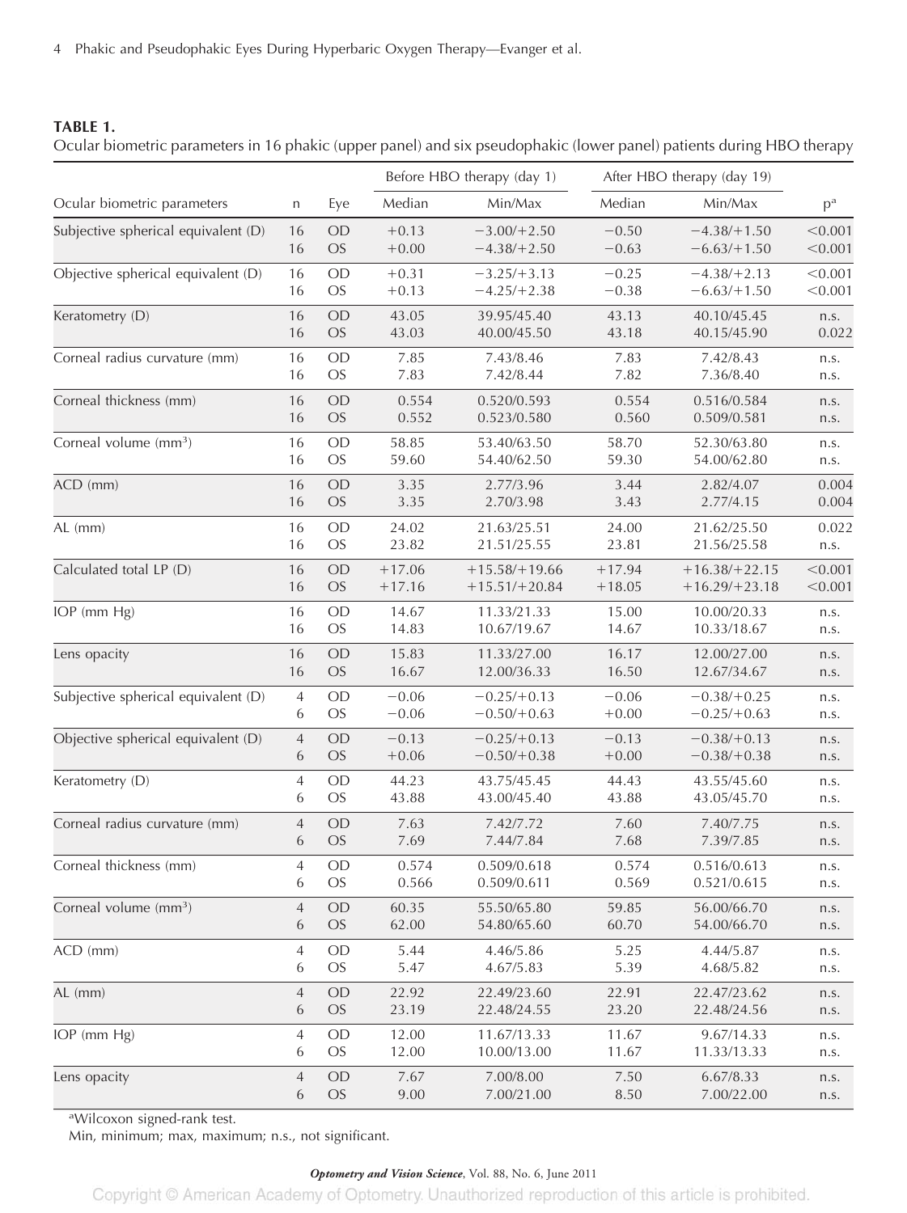**TABLE 1.**

Ocular biometric parameters in 16 phakic (upper panel) and six pseudophakic (lower panel) patients during HBO therapy

| Ocular biometric parameters | n | Eye | Before HBO therapy (day 1) | | After HBO therapy (day 19) | | p[a] |
|---|---|---|---|---|---|---|---|
| | | | Median | Min/Max | Median | Min/Max | |
| Subjective spherical equivalent (D) | 16 | OD | +0.13 | −3.00/+2.50 | −0.50 | −4.38/+1.50 | <0.001 |
| | 16 | OS | +0.00 | −4.38/+2.50 | −0.63 | −6.63/+1.50 | <0.001 |
| Objective spherical equivalent (D) | 16 | OD | +0.31 | −3.25/+3.13 | −0.25 | −4.38/+2.13 | <0.001 |
| | 16 | OS | +0.13 | −4.25/+2.38 | −0.38 | −6.63/+1.50 | <0.001 |
| Keratometry (D) | 16 | OD | 43.05 | 39.95/45.40 | 43.13 | 40.10/45.45 | n.s. |
| | 16 | OS | 43.03 | 40.00/45.50 | 43.18 | 40.15/45.90 | 0.022 |
| Corneal radius curvature (mm) | 16 | OD | 7.85 | 7.43/8.46 | 7.83 | 7.42/8.43 | n.s. |
| | 16 | OS | 7.83 | 7.42/8.44 | 7.82 | 7.36/8.40 | n.s. |
| Corneal thickness (mm) | 16 | OD | 0.554 | 0.520/0.593 | 0.554 | 0.516/0.584 | n.s. |
| | 16 | OS | 0.552 | 0.523/0.580 | 0.560 | 0.509/0.581 | n.s. |
| Corneal volume (mm³) | 16 | OD | 58.85 | 53.40/63.50 | 58.70 | 52.30/63.80 | n.s. |
| | 16 | OS | 59.60 | 54.40/62.50 | 59.30 | 54.00/62.80 | n.s. |
| ACD (mm) | 16 | OD | 3.35 | 2.77/3.96 | 3.44 | 2.82/4.07 | 0.004 |
| | 16 | OS | 3.35 | 2.70/3.98 | 3.43 | 2.77/4.15 | 0.004 |
| AL (mm) | 16 | OD | 24.02 | 21.63/25.51 | 24.00 | 21.62/25.50 | 0.022 |
| | 16 | OS | 23.82 | 21.51/25.55 | 23.81 | 21.56/25.58 | n.s. |
| Calculated total LP (D) | 16 | OD | +17.06 | +15.58/+19.66 | +17.94 | +16.38/+22.15 | <0.001 |
| | 16 | OS | +17.16 | +15.51/+20.84 | +18.05 | +16.29/+23.18 | <0.001 |
| IOP (mm Hg) | 16 | OD | 14.67 | 11.33/21.33 | 15.00 | 10.00/20.33 | n.s. |
| | 16 | OS | 14.83 | 10.67/19.67 | 14.67 | 10.33/18.67 | n.s. |
| Lens opacity | 16 | OD | 15.83 | 11.33/27.00 | 16.17 | 12.00/27.00 | n.s. |
| | 16 | OS | 16.67 | 12.00/36.33 | 16.50 | 12.67/34.67 | n.s. |
| Subjective spherical equivalent (D) | 4 | OD | −0.06 | −0.25/+0.13 | −0.06 | −0.38/+0.25 | n.s. |
| | 6 | OS | −0.06 | −0.50/+0.63 | +0.00 | −0.25/+0.63 | n.s. |
| Objective spherical equivalent (D) | 4 | OD | −0.13 | −0.25/+0.13 | −0.13 | −0.38/+0.13 | n.s. |
| | 6 | OS | +0.06 | −0.50/+0.38 | +0.00 | −0.38/+0.38 | n.s. |
| Keratometry (D) | 4 | OD | 44.23 | 43.75/45.45 | 44.43 | 43.55/45.60 | n.s. |
| | 6 | OS | 43.88 | 43.00/45.40 | 43.88 | 43.05/45.70 | n.s. |
| Corneal radius curvature (mm) | 4 | OD | 7.63 | 7.42/7.72 | 7.60 | 7.40/7.75 | n.s. |
| | 6 | OS | 7.69 | 7.44/7.84 | 7.68 | 7.39/7.85 | n.s. |
| Corneal thickness (mm) | 4 | OD | 0.574 | 0.509/0.618 | 0.574 | 0.516/0.613 | n.s. |
| | 6 | OS | 0.566 | 0.509/0.611 | 0.569 | 0.521/0.615 | n.s. |
| Corneal volume (mm³) | 4 | OD | 60.35 | 55.50/65.80 | 59.85 | 56.00/66.70 | n.s. |
| | 6 | OS | 62.00 | 54.80/65.60 | 60.70 | 54.00/66.70 | n.s. |
| ACD (mm) | 4 | OD | 5.44 | 4.46/5.86 | 5.25 | 4.44/5.87 | n.s. |
| | 6 | OS | 5.47 | 4.67/5.83 | 5.39 | 4.68/5.82 | n.s. |
| AL (mm) | 4 | OD | 22.92 | 22.49/23.60 | 22.91 | 22.47/23.62 | n.s. |
| | 6 | OS | 23.19 | 22.48/24.55 | 23.20 | 22.48/24.56 | n.s. |
| IOP (mm Hg) | 4 | OD | 12.00 | 11.67/13.33 | 11.67 | 9.67/14.33 | n.s. |
| | 6 | OS | 12.00 | 10.00/13.00 | 11.67 | 11.33/13.33 | n.s. |
| Lens opacity | 4 | OD | 7.67 | 7.00/8.00 | 7.50 | 6.67/8.33 | n.s. |
| | 6 | OS | 9.00 | 7.00/21.00 | 8.50 | 7.00/22.00 | n.s. |

[a]Wilcoxon signed-rank test.

Min, minimum; max, maximum; n.s., not significant.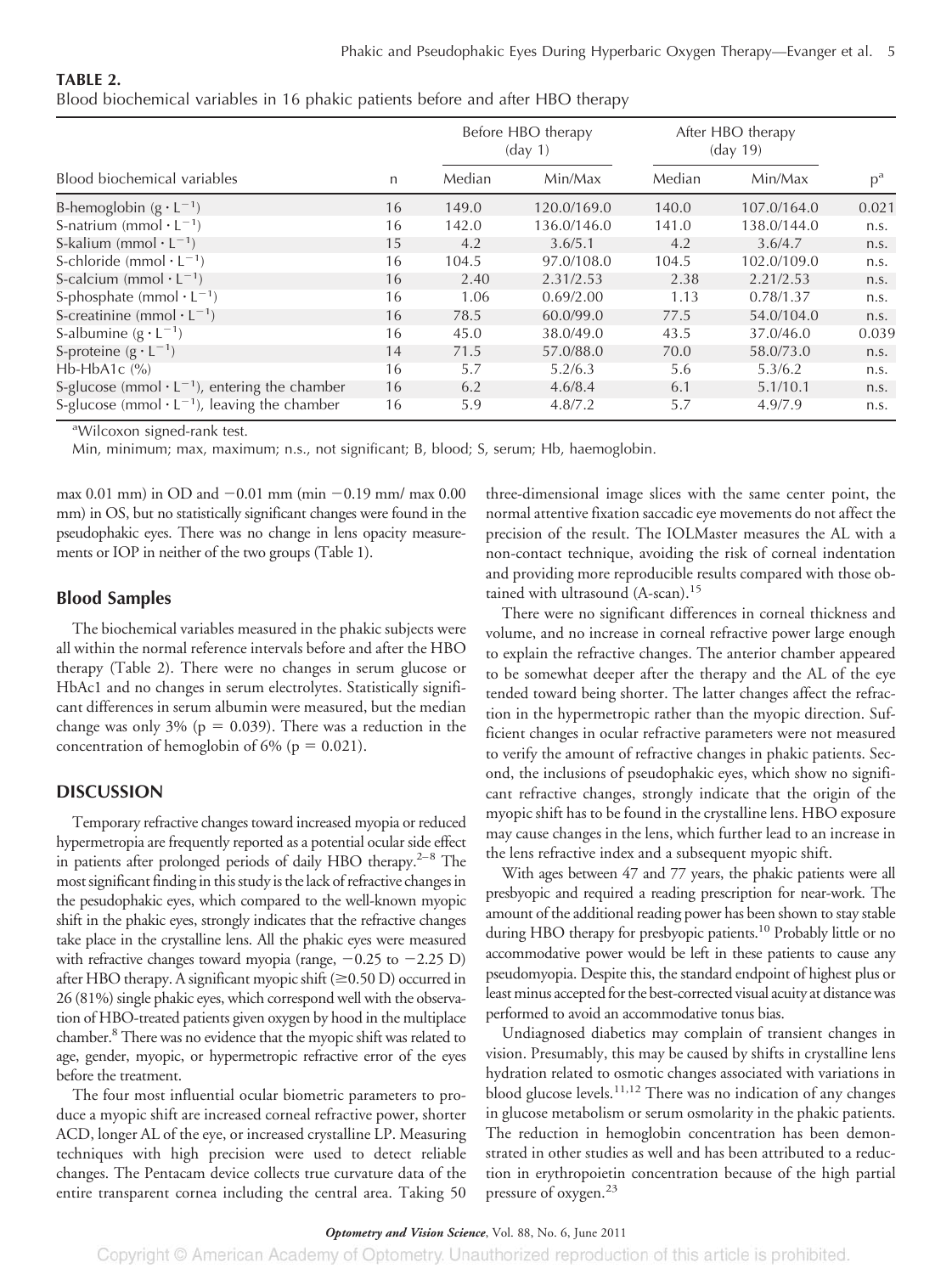**TABLE 2.**
Blood biochemical variables in 16 phakic patients before and after HBO therapy

| Blood biochemical variables | n | Before HBO therapy (day 1) | | After HBO therapy (day 19) | | p[a] |
|---|---|---|---|---|---|---|
| | | Median | Min/Max | Median | Min/Max | |
| B-hemoglobin ($g \cdot L^{-1}$) | 16 | 149.0 | 120.0/169.0 | 140.0 | 107.0/164.0 | 0.021 |
| S-natrium ($mmol \cdot L^{-1}$) | 16 | 142.0 | 136.0/146.0 | 141.0 | 138.0/144.0 | n.s. |
| S-kalium ($mmol \cdot L^{-1}$) | 15 | 4.2 | 3.6/5.1 | 4.2 | 3.6/4.7 | n.s. |
| S-chloride ($mmol \cdot L^{-1}$) | 16 | 104.5 | 97.0/108.0 | 104.5 | 102.0/109.0 | n.s. |
| S-calcium ($mmol \cdot L^{-1}$) | 16 | 2.40 | 2.31/2.53 | 2.38 | 2.21/2.53 | n.s. |
| S-phosphate ($mmol \cdot L^{-1}$) | 16 | 1.06 | 0.69/2.00 | 1.13 | 0.78/1.37 | n.s. |
| S-creatinine ($mmol \cdot L^{-1}$) | 16 | 78.5 | 60.0/99.0 | 77.5 | 54.0/104.0 | n.s. |
| S-albumine ($g \cdot L^{-1}$) | 16 | 45.0 | 38.0/49.0 | 43.5 | 37.0/46.0 | 0.039 |
| S-proteine ($g \cdot L^{-1}$) | 14 | 71.5 | 57.0/88.0 | 70.0 | 58.0/73.0 | n.s. |
| Hb-HbA1c (%) | 16 | 5.7 | 5.2/6.3 | 5.6 | 5.3/6.2 | n.s. |
| S-glucose ($mmol \cdot L^{-1}$), entering the chamber | 16 | 6.2 | 4.6/8.4 | 6.1 | 5.1/10.1 | n.s. |
| S-glucose ($mmol \cdot L^{-1}$), leaving the chamber | 16 | 5.9 | 4.8/7.2 | 5.7 | 4.9/7.9 | n.s. |

[a]Wilcoxon signed-rank test.

Min, minimum; max, maximum; n.s., not significant; B, blood; S, serum; Hb, haemoglobin.

max 0.01 mm) in OD and −0.01 mm (min −0.19 mm/ max 0.00 mm) in OS, but no statistically significant changes were found in the pseudophakic eyes. There was no change in lens opacity measurements or IOP in neither of the two groups (Table 1).

## Blood Samples

The biochemical variables measured in the phakic subjects were all within the normal reference intervals before and after the HBO therapy (Table 2). There were no changes in serum glucose or HbAc1 and no changes in serum electrolytes. Statistically significant differences in serum albumin were measured, but the median change was only 3% ($p = 0.039$). There was a reduction in the concentration of hemoglobin of 6% ($p = 0.021$).

## DISCUSSION

Temporary refractive changes toward increased myopia or reduced hypermetropia are frequently reported as a potential ocular side effect in patients after prolonged periods of daily HBO therapy.[2–8] The most significant finding in this study is the lack of refractive changes in the pesudophakic eyes, which compared to the well-known myopic shift in the phakic eyes, strongly indicates that the refractive changes take place in the crystalline lens. All the phakic eyes were measured with refractive changes toward myopia (range, −0.25 to −2.25 D) after HBO therapy. A significant myopic shift (≥0.50 D) occurred in 26 (81%) single phakic eyes, which correspond well with the observation of HBO-treated patients given oxygen by hood in the multiplace chamber.[8] There was no evidence that the myopic shift was related to age, gender, myopic, or hypermetropic refractive error of the eyes before the treatment.

The four most influential ocular biometric parameters to produce a myopic shift are increased corneal refractive power, shorter ACD, longer AL of the eye, or increased crystalline LP. Measuring techniques with high precision were used to detect reliable changes. The Pentacam device collects true curvature data of the entire transparent cornea including the central area. Taking 50 three-dimensional image slices with the same center point, the normal attentive fixation saccadic eye movements do not affect the precision of the result. The IOLMaster measures the AL with a non-contact technique, avoiding the risk of corneal indentation and providing more reproducible results compared with those obtained with ultrasound (A-scan).[15]

There were no significant differences in corneal thickness and volume, and no increase in corneal refractive power large enough to explain the refractive changes. The anterior chamber appeared to be somewhat deeper after the therapy and the AL of the eye tended toward being shorter. The latter changes affect the refraction in the hypermetropic rather than the myopic direction. Sufficient changes in ocular refractive parameters were not measured to verify the amount of refractive changes in phakic patients. Second, the inclusions of pseudophakic eyes, which show no significant refractive changes, strongly indicate that the origin of the myopic shift has to be found in the crystalline lens. HBO exposure may cause changes in the lens, which further lead to an increase in the lens refractive index and a subsequent myopic shift.

With ages between 47 and 77 years, the phakic patients were all presbyopic and required a reading prescription for near-work. The amount of the additional reading power has been shown to stay stable during HBO therapy for presbyopic patients.[10] Probably little or no accommodative power would be left in these patients to cause any pseudomyopia. Despite this, the standard endpoint of highest plus or least minus accepted for the best-corrected visual acuity at distance was performed to avoid an accommodative tonus bias.

Undiagnosed diabetics may complain of transient changes in vision. Presumably, this may be caused by shifts in crystalline lens hydration related to osmotic changes associated with variations in blood glucose levels.[11,12] There was no indication of any changes in glucose metabolism or serum osmolarity in the phakic patients. The reduction in hemoglobin concentration has been demonstrated in other studies as well and has been attributed to a reduction in erythropoietin concentration because of the high partial pressure of oxygen.[23]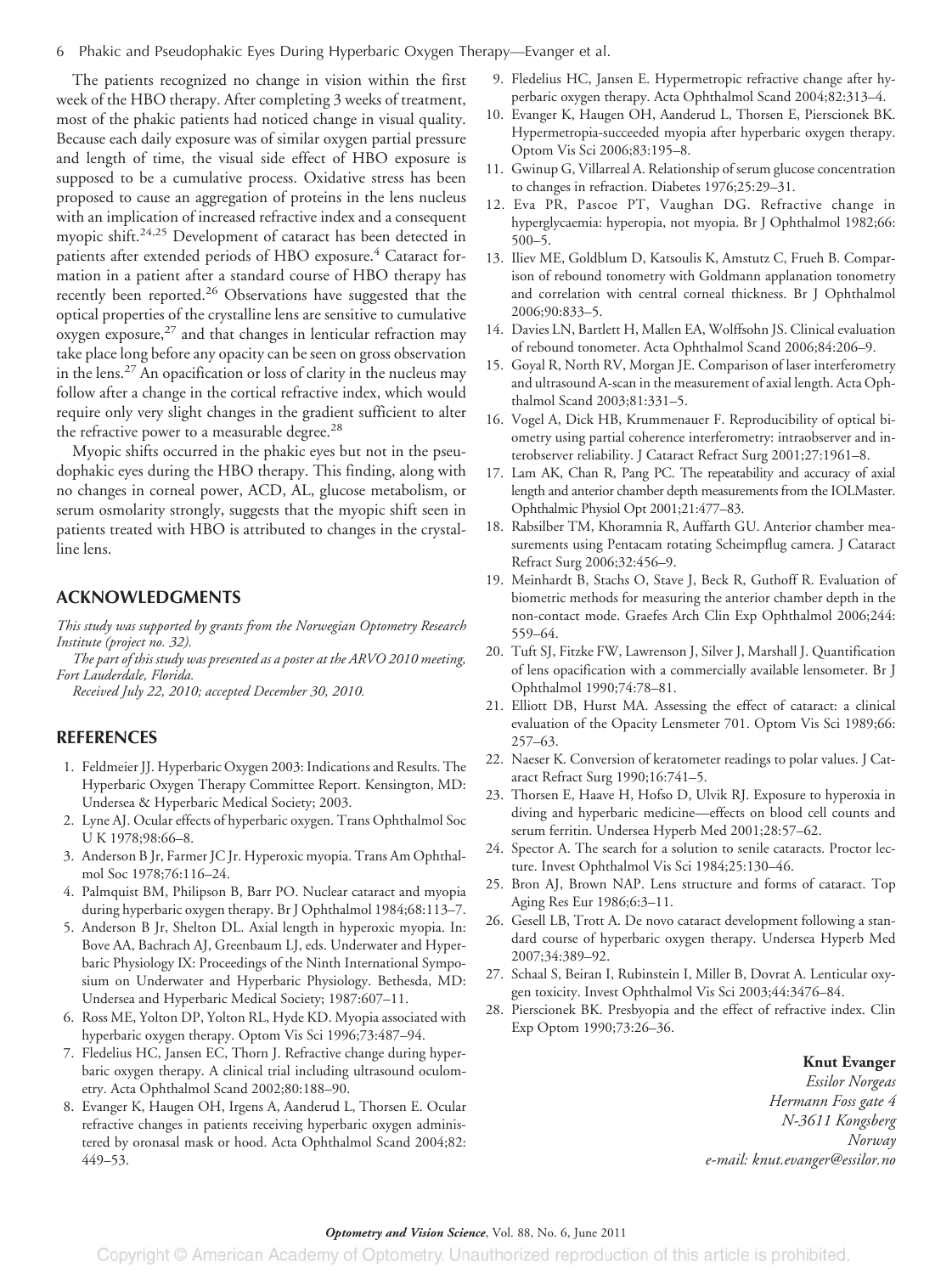The patients recognized no change in vision within the first week of the HBO therapy. After completing 3 weeks of treatment, most of the phakic patients had noticed change in visual quality. Because each daily exposure was of similar oxygen partial pressure and length of time, the visual side effect of HBO exposure is supposed to be a cumulative process. Oxidative stress has been proposed to cause an aggregation of proteins in the lens nucleus with an implication of increased refractive index and a consequent myopic shift.[24,25] Development of cataract has been detected in patients after extended periods of HBO exposure.[4] Cataract formation in a patient after a standard course of HBO therapy has recently been reported.[26] Observations have suggested that the optical properties of the crystalline lens are sensitive to cumulative oxygen exposure,[27] and that changes in lenticular refraction may take place long before any opacity can be seen on gross observation in the lens.[27] An opacification or loss of clarity in the nucleus may follow after a change in the cortical refractive index, which would require only very slight changes in the gradient sufficient to alter the refractive power to a measurable degree.[28]

Myopic shifts occurred in the phakic eyes but not in the pseudophakic eyes during the HBO therapy. This finding, along with no changes in corneal power, ACD, AL, glucose metabolism, or serum osmolarity strongly, suggests that the myopic shift seen in patients treated with HBO is attributed to changes in the crystalline lens.

## ACKNOWLEDGMENTS

*This study was supported by grants from the Norwegian Optometry Research Institute (project no. 32).*

*The part of this study was presented as a poster at the ARVO 2010 meeting, Fort Lauderdale, Florida.*

*Received July 22, 2010; accepted December 30, 2010.*

## REFERENCES

1. Feldmeier JJ. Hyperbaric Oxygen 2003: Indications and Results. The Hyperbaric Oxygen Therapy Committee Report. Kensington, MD: Undersea & Hyperbaric Medical Society; 2003.
2. Lyne AJ. Ocular effects of hyperbaric oxygen. Trans Ophthalmol Soc U K 1978;98:66–8.
3. Anderson B Jr, Farmer JC Jr. Hyperoxic myopia. Trans Am Ophthalmol Soc 1978;76:116–24.
4. Palmquist BM, Philipson B, Barr PO. Nuclear cataract and myopia during hyperbaric oxygen therapy. Br J Ophthalmol 1984;68:113–7.
5. Anderson B Jr, Shelton DL. Axial length in hyperoxic myopia. In: Bove AA, Bachrach AJ, Greenbaum LJ, eds. Underwater and Hyperbaric Physiology IX: Proceedings of the Ninth International Symposium on Underwater and Hyperbaric Physiology. Bethesda, MD: Undersea and Hyperbaric Medical Society; 1987:607–11.
6. Ross ME, Yolton DP, Yolton RL, Hyde KD. Myopia associated with hyperbaric oxygen therapy. Optom Vis Sci 1996;73:487–94.
7. Fledelius HC, Jansen EC, Thorn J. Refractive change during hyperbaric oxygen therapy. A clinical trial including ultrasound oculometry. Acta Ophthalmol Scand 2002;80:188–90.
8. Evanger K, Haugen OH, Irgens A, Aanderud L, Thorsen E. Ocular refractive changes in patients receiving hyperbaric oxygen administered by oronasal mask or hood. Acta Ophthalmol Scand 2004;82: 449–53.
9. Fledelius HC, Jansen E. Hypermetropic refractive change after hyperbaric oxygen therapy. Acta Ophthalmol Scand 2004;82:313–4.
10. Evanger K, Haugen OH, Aanderud L, Thorsen E, Pierscionek BK. Hypermetropia-succeeded myopia after hyperbaric oxygen therapy. Optom Vis Sci 2006;83:195–8.
11. Gwinup G, Villarreal A. Relationship of serum glucose concentration to changes in refraction. Diabetes 1976;25:29–31.
12. Eva PR, Pascoe PT, Vaughan DG. Refractive change in hyperglycaemia: hyperopia, not myopia. Br J Ophthalmol 1982;66: 500–5.
13. Iliev ME, Goldblum D, Katsoulis K, Amstutz C, Frueh B. Comparison of rebound tonometry with Goldmann applanation tonometry and correlation with central corneal thickness. Br J Ophthalmol 2006;90:833–5.
14. Davies LN, Bartlett H, Mallen EA, Wolffsohn JS. Clinical evaluation of rebound tonometer. Acta Ophthalmol Scand 2006;84:206–9.
15. Goyal R, North RV, Morgan JE. Comparison of laser interferometry and ultrasound A-scan in the measurement of axial length. Acta Ophthalmol Scand 2003;81:331–5.
16. Vogel A, Dick HB, Krummenauer F. Reproducibility of optical biometry using partial coherence interferometry: intraobserver and interobserver reliability. J Cataract Refract Surg 2001;27:1961–8.
17. Lam AK, Chan R, Pang PC. The repeatability and accuracy of axial length and anterior chamber depth measurements from the IOLMaster. Ophthalmic Physiol Opt 2001;21:477–83.
18. Rabsilber TM, Khoramnia R, Auffarth GU. Anterior chamber measurements using Pentacam rotating Scheimpflug camera. J Cataract Refract Surg 2006;32:456–9.
19. Meinhardt B, Stachs O, Stave J, Beck R, Guthoff R. Evaluation of biometric methods for measuring the anterior chamber depth in the non-contact mode. Graefes Arch Clin Exp Ophthalmol 2006;244: 559–64.
20. Tuft SJ, Fitzke FW, Lawrenson J, Silver J, Marshall J. Quantification of lens opacification with a commercially available lensometer. Br J Ophthalmol 1990;74:78–81.
21. Elliott DB, Hurst MA. Assessing the effect of cataract: a clinical evaluation of the Opacity Lensmeter 701. Optom Vis Sci 1989;66: 257–63.
22. Naeser K. Conversion of keratometer readings to polar values. J Cataract Refract Surg 1990;16:741–5.
23. Thorsen E, Haave H, Hofso D, Ulvik RJ. Exposure to hyperoxia in diving and hyperbaric medicine—effects on blood cell counts and serum ferritin. Undersea Hyperb Med 2001;28:57–62.
24. Spector A. The search for a solution to senile cataracts. Proctor lecture. Invest Ophthalmol Vis Sci 1984;25:130–46.
25. Bron AJ, Brown NAP. Lens structure and forms of cataract. Top Aging Res Eur 1986;6:3–11.
26. Gesell LB, Trott A. De novo cataract development following a standard course of hyperbaric oxygen therapy. Undersea Hyperb Med 2007;34:389–92.
27. Schaal S, Beiran I, Rubinstein I, Miller B, Dovrat A. Lenticular oxygen toxicity. Invest Ophthalmol Vis Sci 2003;44:3476–84.
28. Pierscionek BK. Presbyopia and the effect of refractive index. Clin Exp Optom 1990;73:26–36.

**Knut Evanger**
*Essilor Norgeas*
*Hermann Foss gate 4*
*N-3611 Kongsberg*
*Norway*
*e-mail: knut.evanger@essilor.no*